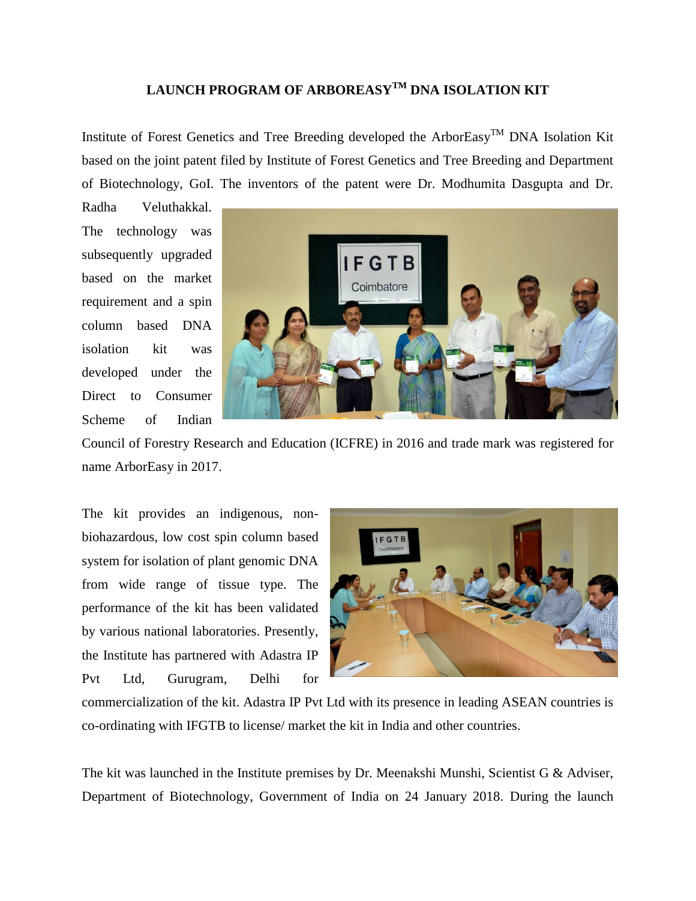# LAUNCH PROGRAM OF ARBOREASY$^{TM}$ DNA ISOLATION KIT

Institute of Forest Genetics and Tree Breeding developed the ArborEasy$^{TM}$ DNA Isolation Kit based on the joint patent filed by Institute of Forest Genetics and Tree Breeding and Department of Biotechnology, GoI. The inventors of the patent were Dr. Modhumita Dasgupta and Dr. Radha Veluthakkal. The technology was subsequently upgraded based on the market requirement and a spin column based DNA isolation kit was developed under the Direct to Consumer Scheme of Indian Council of Forestry Research and Education (ICFRE) in 2016 and trade mark was registered for name ArborEasy in 2017.

The kit provides an indigenous, non-biohazardous, low cost spin column based system for isolation of plant genomic DNA from wide range of tissue type. The performance of the kit has been validated by various national laboratories. Presently, the Institute has partnered with Adastra IP Pvt Ltd, Gurugram, Delhi for commercialization of the kit. Adastra IP Pvt Ltd with its presence in leading ASEAN countries is co-ordinating with IFGTB to license/ market the kit in India and other countries.

The kit was launched in the Institute premises by Dr. Meenakshi Munshi, Scientist G & Adviser, Department of Biotechnology, Government of India on 24 January 2018. During the launch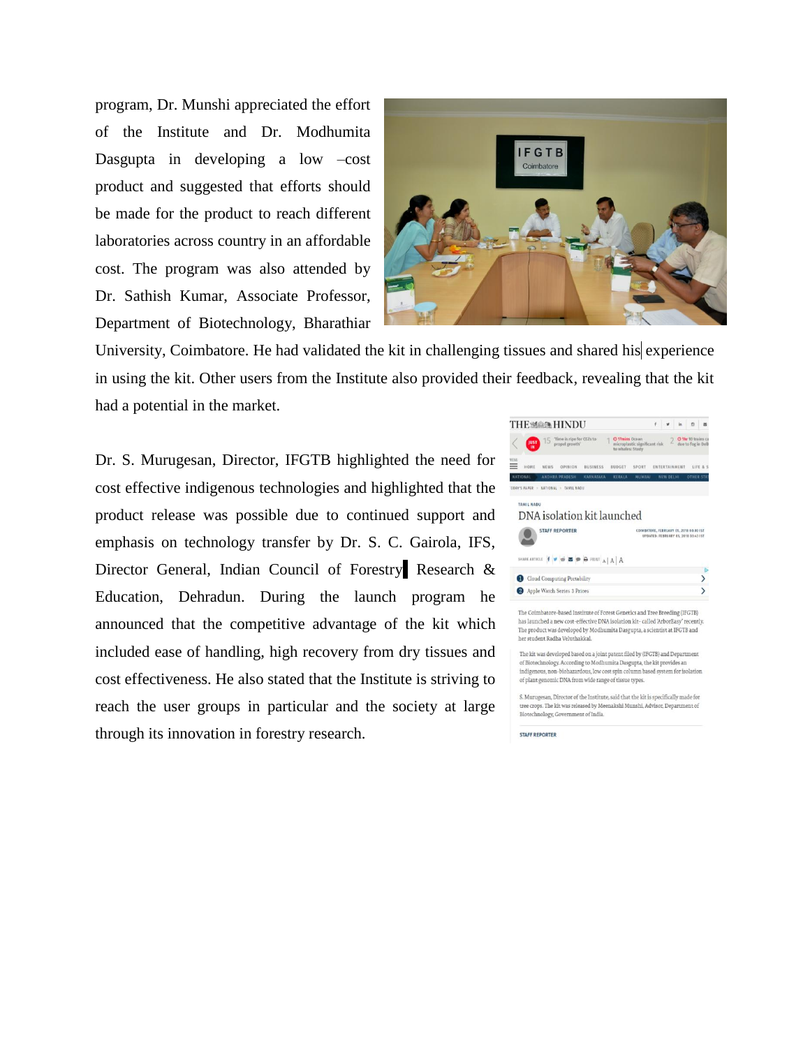program, Dr. Munshi appreciated the effort of the Institute and Dr. Modhumita Dasgupta in developing a low –cost product and suggested that efforts should be made for the product to reach different laboratories across country in an affordable cost. The program was also attended by Dr. Sathish Kumar, Associate Professor, Department of Biotechnology, Bharathiar University, Coimbatore. He had validated the kit in challenging tissues and shared his experience in using the kit. Other users from the Institute also provided their feedback, revealing that the kit had a potential in the market.

Dr. S. Murugesan, Director, IFGTB highlighted the need for cost effective indigenous technologies and highlighted that the product release was possible due to continued support and emphasis on technology transfer by Dr. S. C. Gairola, IFS, Director General, Indian Council of Forestry Research & Education, Dehradun. During the launch program he announced that the competitive advantage of the kit which included ease of handling, high recovery from dry tissues and cost effectiveness. He also stated that the Institute is striving to reach the user groups in particular and the society at large through its innovation in forestry research.